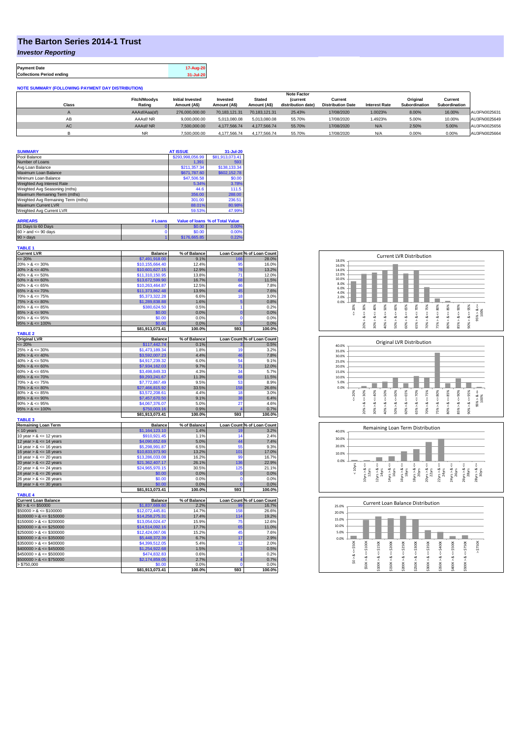# The Barton Series 2014-1 Trust

*Investor Reporting*

| Payment Date | 17-Aug-20 |
|---|---|
| Collections Period ending | 31-Jul-20 |

**NOTE SUMMARY (FOLLOWING PAYMENT DAY DISTRIBUTION)**

| Class | Fitch/Moodys Rating | Initial Invested Amount (A$) | Invested Amount (A$) | Stated Amount (A$) | Note Factor (current distribution date) | Current Distribution Date | Interest Rate | Original Subordination | Current Subordination | |
|---|---|---|---|---|---|---|---|---|---|---|
| A | AAAsf/Aaa(sf) | 276,000,000.00 | 70,183,121.31 | 70,183,121.31 | 25.43% | 17/08/2020 | 1.0023% | 8.00% | 16.00% | AU3FN0025631 |
| AB | AAAsf/ NR | 9,000,000.00 | 5,013,080.08 | 5,013,080.08 | 55.70% | 17/08/2020 | 1.4923% | 5.00% | 10.00% | AU3FN0025649 |
| AC | AAAsf/ NR | 7,500,000.00 | 4,177,566.74 | 4,177,566.74 | 55.70% | 17/08/2020 | N/A | 2.50% | 5.00% | AU3FN0025656 |
| B | NR | 7,500,000.00 | 4,177,566.74 | 4,177,566.74 | 55.70% | 17/08/2020 | N/A | 0.00% | 0.00% | AU3FN0025664 |

| SUMMARY | AT ISSUE | 31-Jul-20 |
|---|---|---|
| Pool Balance | $293,998,056.99 | $81,913,073.41 |
| Number of Loans | 1,391 | 593 |
| Avg Loan Balance | $211,357.34 | $138,133.34 |
| Maximum Loan Balance | $671,787.60 | $602,152.78 |
| Minimum Loan Balance | $47,506.58 | $0.00 |
| Weighted Avg Interest Rate | 5.34% | 3.78% |
| Weighted Avg Seasoning (mths) | 44.6 | 111.5 |
| Maximum Remaining Term (mths) | 356.00 | 288.00 |
| Weighted Avg Remaining Term (mths) | 301.00 | 236.51 |
| Maximum Current LVR | 88.01% | 80.98% |
| Weighted Avg Current LVR | 59.53% | 47.99% |

| ARREARS | # Loans | Value of loans | % of Total Value |
|---|---|---|---|
| 31 Days to 60 Days | 0 | $0.00 | 0.00% |
| 60 > and <= 90 days | 0 | $0.00 | 0.00% |
| 90 > days | 1 | $176,665.85 | 0.22% |

**TABLE 1**

| Current LVR | Balance | % of Balance | Loan Count | % of Loan Count |
|---|---|---|---|---|
| <= 20% | $7,491,918.00 | 9.1% | 166 | 28.0% |
| 20% > & <= 30% | $10,155,664.40 | 12.4% | 95 | 16.0% |
| 30% > & <= 40% | $10,601,627.15 | 12.9% | 78 | 13.2% |
| 40% > & <= 50% | $11,310,150.95 | 13.8% | 71 | 12.0% |
| 50% > & <= 60% | $13,672,599.90 | 16.7% | 68 | 11.5% |
| 60% > & <= 65% | $10,263,464.87 | 12.5% | 46 | 7.8% |
| 65% > & <= 70% | $11,373,862.48 | 13.9% | 45 | 7.6% |
| 70% > & <= 75% | $5,373,322.28 | 6.6% | 18 | 3.0% |
| 75% > & <= 80% | $1,289,838.88 | 1.6% | 5 | 0.8% |
| 80% > & <= 85% | $380,624.50 | 0.5% | 1 | 0.2% |
| 85% > & <= 90% | $0.00 | 0.0% | 0 | 0.0% |
| 90% > & <= 95% | $0.00 | 0.0% | 0 | 0.0% |
| 95% > & <= 100% | $0.00 | 0.0% | 0 | 0.0% |
| | $81,913,073.41 | 100.0% | 593 | 100.0% |

**TABLE 2**

| Original LVR | Balance | % of Balance | Loan Count | % of Loan Count |
|---|---|---|---|---|
| <= 20% | $117,442.74 | 0.1% | 3 | 0.5% |
| 25% > & <= 30% | $1,473,189.34 | 1.8% | 19 | 3.2% |
| 30% > & <= 40% | $3,592,007.23 | 4.4% | 46 | 7.8% |
| 40% > & <= 50% | $4,917,239.32 | 6.0% | 54 | 9.1% |
| 50% > & <= 60% | $7,934,162.03 | 9.7% | 71 | 12.0% |
| 60% > & <= 65% | $3,498,849.33 | 4.3% | 34 | 5.7% |
| 65% > & <= 70% | $9,293,241.67 | 11.3% | 68 | 11.5% |
| 70% > & <= 75% | $7,772,867.49 | 9.5% | 53 | 8.9% |
| 75% > & <= 80% | $27,466,815.92 | 33.5% | 158 | 26.6% |
| 80% > & <= 85% | $3,572,208.61 | 4.4% | 18 | 3.0% |
| 85% > & <= 90% | $7,457,670.50 | 9.1% | 38 | 6.4% |
| 90% > & <= 95% | $4,067,376.07 | 5.0% | 27 | 4.6% |
| 95% > & <= 100% | $750,003.16 | 0.9% | 4 | 0.7% |
| | $81,913,073.41 | 100.0% | 593 | 100.0% |

**TABLE 3**

| Remaining Loan Term | Balance | % of Balance | Loan Count | % of Loan Count |
|---|---|---|---|---|
| < 10 years | $1,164,123.10 | 1.4% | 19 | 3.2% |
| 10 year > & <= 12 years | $910,921.45 | 1.1% | 14 | 2.4% |
| 12 year > & <= 14 years | $4,090,652.69 | 5.0% | 44 | 7.4% |
| 14 year > & <= 16 years | $5,298,991.87 | 6.5% | 55 | 9.3% |
| 16 year > & <= 18 years | $10,833,973.90 | 13.2% | 101 | 17.0% |
| 18 year > & <= 20 years | $13,286,033.08 | 16.2% | 99 | 16.7% |
| 20 year > & <= 22 years | $21,362,407.17 | 26.1% | 136 | 22.9% |
| 22 year > & <= 24 years | $24,965,970.15 | 30.5% | 125 | 21.1% |
| 24 year > & <= 26 years | $0.00 | 0.0% | 0 | 0.0% |
| 26 year > & <= 28 years | $0.00 | 0.0% | 0 | 0.0% |
| 28 year > & <= 30 years | $0.00 | 0.0% | 0 | 0.0% |
| | $81,913,073.41 | 100.0% | 593 | 100.0% |

**TABLE 4**

| Current Loan Balance | Balance | % of Balance | Loan Count | % of Loan Count |
|---|---|---|---|---|
| $0 > & <= $50000 | $1,837,669.60 | 2.2% | 99 | 16.7% |
| $50000 > & <= $100000 | $12,072,445.81 | 14.7% | 158 | 26.6% |
| $100000 > & <= $150000 | $14,258,275.31 | 17.4% | 114 | 19.2% |
| $150000 > & <= $200000 | $13,054,024.47 | 15.9% | 75 | 12.6% |
| $200000 > & <= $250000 | $14,514,092.16 | 17.7% | 65 | 11.0% |
| $250000 > & <= $300000 | $12,424,067.06 | 15.2% | 45 | 7.6% |
| $300000 > & <= $350000 | $5,448,372.39 | 6.7% | 17 | 2.9% |
| $350000 > & <= $400000 | $4,399,512.05 | 5.4% | 12 | 2.0% |
| $400000 > & <= $450000 | $1,254,922.68 | 1.5% | 3 | 0.5% |
| $450000 > & <= $500000 | $474,832.83 | 0.6% | 1 | 0.2% |
| $500000 > & <= $750000 | $2,174,859.05 | 2.7% | 4 | 0.7% |
| > $750,000 | $0.00 | 0.0% | 0 | 0.0% |
| | $81,913,073.41 | 100.0% | 593 | 100.0% |

Current LVR Distribution

Original LVR Distribution

Remaining Loan Term Distribution

Current Loan Balance Distribution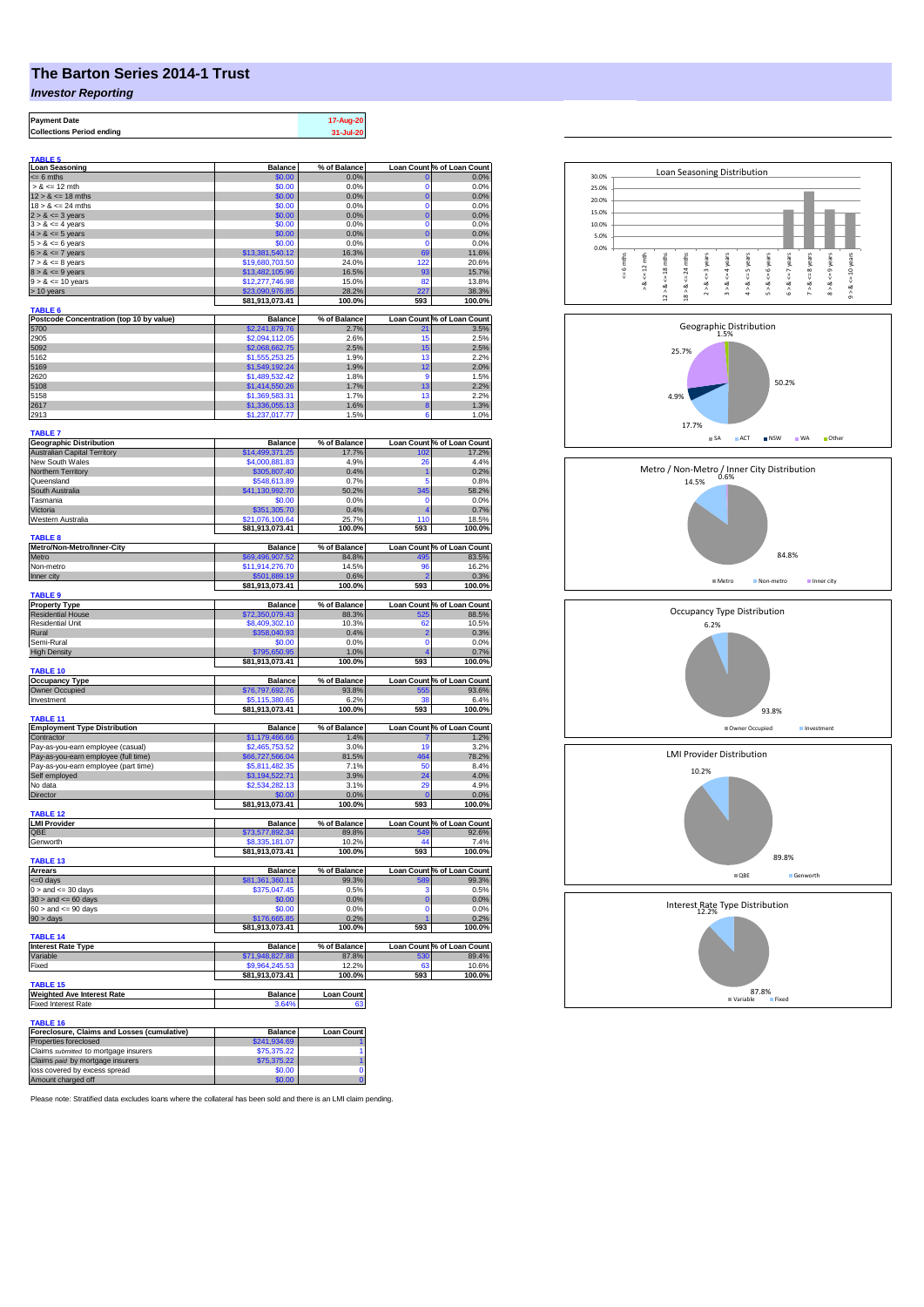# The Barton Series 2014-1 Trust

*Investor Reporting*

| | |
|---|---|
| **Payment Date** | 17-Aug-20 |
| **Collections Period ending** | 31-Jul-20 |

**TABLE 5**

| Loan Seasoning | Balance | % of Balance | Loan Count | % of Loan Count |
|---|---|---|---|---|
| <= 6 mths | $0.00 | 0.0% | 0 | 0.0% |
| > & <= 12 mth | $0.00 | 0.0% | 0 | 0.0% |
| 12 > & <= 18 mths | $0.00 | 0.0% | 0 | 0.0% |
| 18 > & <= 24 mths | $0.00 | 0.0% | 0 | 0.0% |
| 2 > & <= 3 years | $0.00 | 0.0% | 0 | 0.0% |
| 3 > & <= 4 years | $0.00 | 0.0% | 0 | 0.0% |
| 4 > & <= 5 years | $0.00 | 0.0% | 0 | 0.0% |
| 5 > & <= 6 years | $0.00 | 0.0% | 0 | 0.0% |
| 6 > & <= 7 years | $13,381,540.12 | 16.3% | 69 | 11.6% |
| 7 > & <= 8 years | $19,680,703.50 | 24.0% | 122 | 20.6% |
| 8 > & <= 9 years | $13,482,105.96 | 16.5% | 93 | 15.7% |
| 9 > & <= 10 years | $12,277,746.98 | 15.0% | 82 | 13.8% |
| > 10 years | $23,090,976.85 | 28.2% | 227 | 38.3% |
| | $81,913,073.41 | 100.0% | 593 | 100.0% |

**TABLE 6**

| Postcode Concentration (top 10 by value) | Balance | % of Balance | Loan Count | % of Loan Count |
|---|---|---|---|---|
| 5700 | $2,241,879.76 | 2.7% | 21 | 3.5% |
| 2905 | $2,094,112.05 | 2.6% | 15 | 2.5% |
| 5092 | $2,068,662.75 | 2.5% | 15 | 2.5% |
| 5162 | $1,555,253.25 | 1.9% | 13 | 2.2% |
| 5169 | $1,549,192.24 | 1.9% | 12 | 2.0% |
| 2620 | $1,489,532.42 | 1.8% | 9 | 1.5% |
| 5108 | $1,414,550.26 | 1.7% | 13 | 2.2% |
| 5158 | $1,369,583.31 | 1.7% | 13 | 2.2% |
| 2617 | $1,336,055.13 | 1.6% | 8 | 1.3% |
| 2913 | $1,237,017.77 | 1.5% | 6 | 1.0% |

**TABLE 7**

| Geographic Distribution | Balance | % of Balance | Loan Count | % of Loan Count |
|---|---|---|---|---|
| Australian Capital Territory | $14,499,371.25 | 17.7% | 102 | 17.2% |
| New South Wales | $4,000,881.83 | 4.9% | 26 | 4.4% |
| Northern Territory | $305,807.40 | 0.4% | 1 | 0.2% |
| Queensland | $548,613.89 | 0.7% | 5 | 0.8% |
| South Australia | $41,130,992.70 | 50.2% | 345 | 58.2% |
| Tasmania | $0.00 | 0.0% | 0 | 0.0% |
| Victoria | $351,305.70 | 0.4% | 4 | 0.7% |
| Western Australia | $21,076,100.64 | 25.7% | 110 | 18.5% |
| | $81,913,073.41 | 100.0% | 593 | 100.0% |

**TABLE 8**

| Metro/Non-Metro/Inner-City | Balance | % of Balance | Loan Count | % of Loan Count |
|---|---|---|---|---|
| Metro | $69,496,907.52 | 84.8% | 495 | 83.5% |
| Non-metro | $11,914,276.70 | 14.5% | 96 | 16.2% |
| Inner city | $501,889.19 | 0.6% | 2 | 0.3% |
| | $81,913,073.41 | 100.0% | 593 | 100.0% |

**TABLE 9**

| Property Type | Balance | % of Balance | Loan Count | % of Loan Count |
|---|---|---|---|---|
| Residential House | $72,350,079.43 | 88.3% | 525 | 88.5% |
| Residential Unit | $8,409,302.10 | 10.3% | 62 | 10.5% |
| Rural | $358,040.93 | 0.4% | 2 | 0.3% |
| Semi-Rural | $0.00 | 0.0% | 0 | 0.0% |
| High Density | $795,650.95 | 1.0% | 4 | 0.7% |
| | $81,913,073.41 | 100.0% | 593 | 100.0% |

**TABLE 10**

| Occupancy Type | Balance | % of Balance | Loan Count | % of Loan Count |
|---|---|---|---|---|
| Owner Occupied | $76,797,692.76 | 93.8% | 555 | 93.6% |
| Investment | $5,115,380.65 | 6.2% | 38 | 6.4% |
| | $81,913,073.41 | 100.0% | 593 | 100.0% |

**TABLE 11**

| Employment Type Distribution | Balance | % of Balance | Loan Count | % of Loan Count |
|---|---|---|---|---|
| Contractor | $1,179,466.66 | 1.4% | 7 | 1.2% |
| Pay-as-you-earn employee (casual) | $2,465,753.52 | 3.0% | 19 | 3.2% |
| Pay-as-you-earn employee (full time) | $66,727,566.04 | 81.5% | 464 | 78.2% |
| Pay-as-you-earn employee (part time) | $5,811,482.35 | 7.1% | 50 | 8.4% |
| Self employed | $3,194,522.71 | 3.9% | 24 | 4.0% |
| No data | $2,534,282.13 | 3.1% | 29 | 4.9% |
| Director | $0.00 | 0.0% | 0 | 0.0% |
| | $81,913,073.41 | 100.0% | 593 | 100.0% |

**TABLE 12**

| LMI Provider | Balance | % of Balance | Loan Count | % of Loan Count |
|---|---|---|---|---|
| QBE | $73,577,892.34 | 89.8% | 549 | 92.6% |
| Genworth | $8,335,181.07 | 10.2% | 44 | 7.4% |
| | $81,913,073.41 | 100.0% | 593 | 100.0% |

**TABLE 13**

| Arrears | Balance | % of Balance | Loan Count | % of Loan Count |
|---|---|---|---|---|
| <=0 days | $81,361,360.11 | 99.3% | 589 | 99.3% |
| 0 > and <= 30 days | $375,047.45 | 0.5% | 3 | 0.5% |
| 30 > and <= 60 days | $0.00 | 0.0% | 0 | 0.0% |
| 60 > and <= 90 days | $0.00 | 0.0% | 0 | 0.0% |
| 90 > days | $176,665.85 | 0.2% | 1 | 0.2% |
| | $81,913,073.41 | 100.0% | 593 | 100.0% |

**TABLE 14**

| Interest Rate Type | Balance | % of Balance | Loan Count | % of Loan Count |
|---|---|---|---|---|
| Variable | $71,948,827.88 | 87.8% | 530 | 89.4% |
| Fixed | $9,964,245.53 | 12.2% | 63 | 10.6% |
| | $81,913,073.41 | 100.0% | 593 | 100.0% |

**TABLE 15**

| Weighted Ave Interest Rate | Balance | Loan Count |
|---|---|---|
| Fixed Interest Rate | 3.64% | 63 |

**TABLE 16**

| Foreclosure, Claims and Losses (cumulative) | Balance | Loan Count |
|---|---|---|
| Properties foreclosed | $241,934.69 | 1 |
| Claims submitted to mortgage insurers | $75,375.22 | 1 |
| Claims paid by mortgage insurers | $75,375.22 | 1 |
| loss covered by excess spread | $0.00 | 0 |
| Amount charged off | $0.00 | 0 |

Please note: Stratified data excludes loans where the collateral has been sold and there is an LMI claim pending.

Loan Seasoning Distribution
30.0%
25.0%
20.0%
15.0%
10.0%
5.0%
0.0%
<= 6 mths
> & <= 12 mth
12 > & <= 18 mths
18 > & <= 24 mths
2 > & <= 3 years
3 > & <= 4 years
4 > & <= 5 years
5 > & <= 6 years
6 > & <= 7 years
7 > & <= 8 years
8 > & <= 9 years
9 > & <= 10 years

Geographic Distribution
1.5%
25.7%
4.9%
17.7%
50.2%
SA ACT NSW WA Other

Metro / Non-Metro / Inner City Distribution
0.6%
14.5%
84.8%
Metro Non-metro Inner city

Occupancy Type Distribution
6.2%
93.8%
Owner Occupied Investment

LMI Provider Distribution
10.2%
89.8%
QBE Genworth

Interest Rate Type Distribution
12.2%
87.8%
Variable Fixed